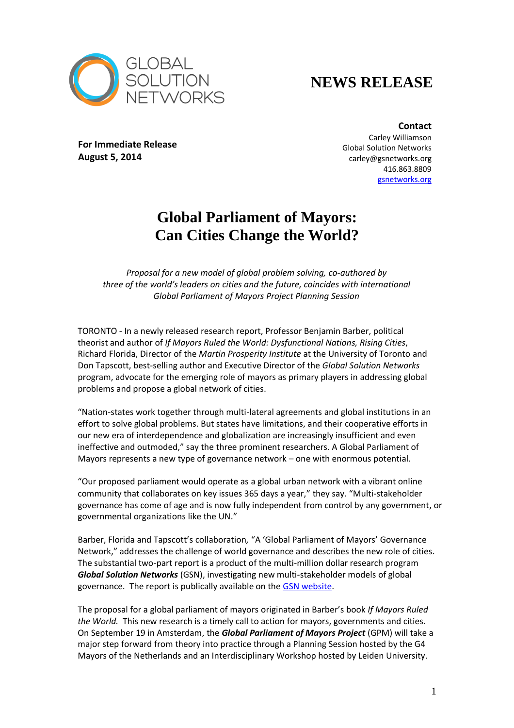GLOBAL SOLUTION NETWORKS

# NEWS RELEASE

**For Immediate Release**
**August 5, 2014**

**Contact**
Carley Williamson
Global Solution Networks
carley@gsnetworks.org
416.863.8809
[gsnetworks.org](gsnetworks.org)

# Global Parliament of Mayors: Can Cities Change the World?

*Proposal for a new model of global problem solving, co-authored by three of the world's leaders on cities and the future, coincides with international Global Parliament of Mayors Project Planning Session*

TORONTO - In a newly released research report, Professor Benjamin Barber, political theorist and author of *If Mayors Ruled the World: Dysfunctional Nations, Rising Cities*, Richard Florida, Director of the *Martin Prosperity Institute* at the University of Toronto and Don Tapscott, best-selling author and Executive Director of the *Global Solution Networks* program, advocate for the emerging role of mayors as primary players in addressing global problems and propose a global network of cities.

"Nation-states work together through multi-lateral agreements and global institutions in an effort to solve global problems. But states have limitations, and their cooperative efforts in our new era of interdependence and globalization are increasingly insufficient and even ineffective and outmoded," say the three prominent researchers. A Global Parliament of Mayors represents a new type of governance network – one with enormous potential.

"Our proposed parliament would operate as a global urban network with a vibrant online community that collaborates on key issues 365 days a year," they say. "Multi-stakeholder governance has come of age and is now fully independent from control by any government, or governmental organizations like the UN."

Barber, Florida and Tapscott's collaboration, "A 'Global Parliament of Mayors' Governance Network," addresses the challenge of world governance and describes the new role of cities. The substantial two-part report is a product of the multi-million dollar research program ***Global Solution Networks*** (GSN), investigating new multi-stakeholder models of global governance. The report is publically available on the GSN website.

The proposal for a global parliament of mayors originated in Barber's book *If Mayors Ruled the World.* This new research is a timely call to action for mayors, governments and cities. On September 19 in Amsterdam, the ***Global Parliament of Mayors Project*** (GPM) will take a major step forward from theory into practice through a Planning Session hosted by the G4 Mayors of the Netherlands and an Interdisciplinary Workshop hosted by Leiden University.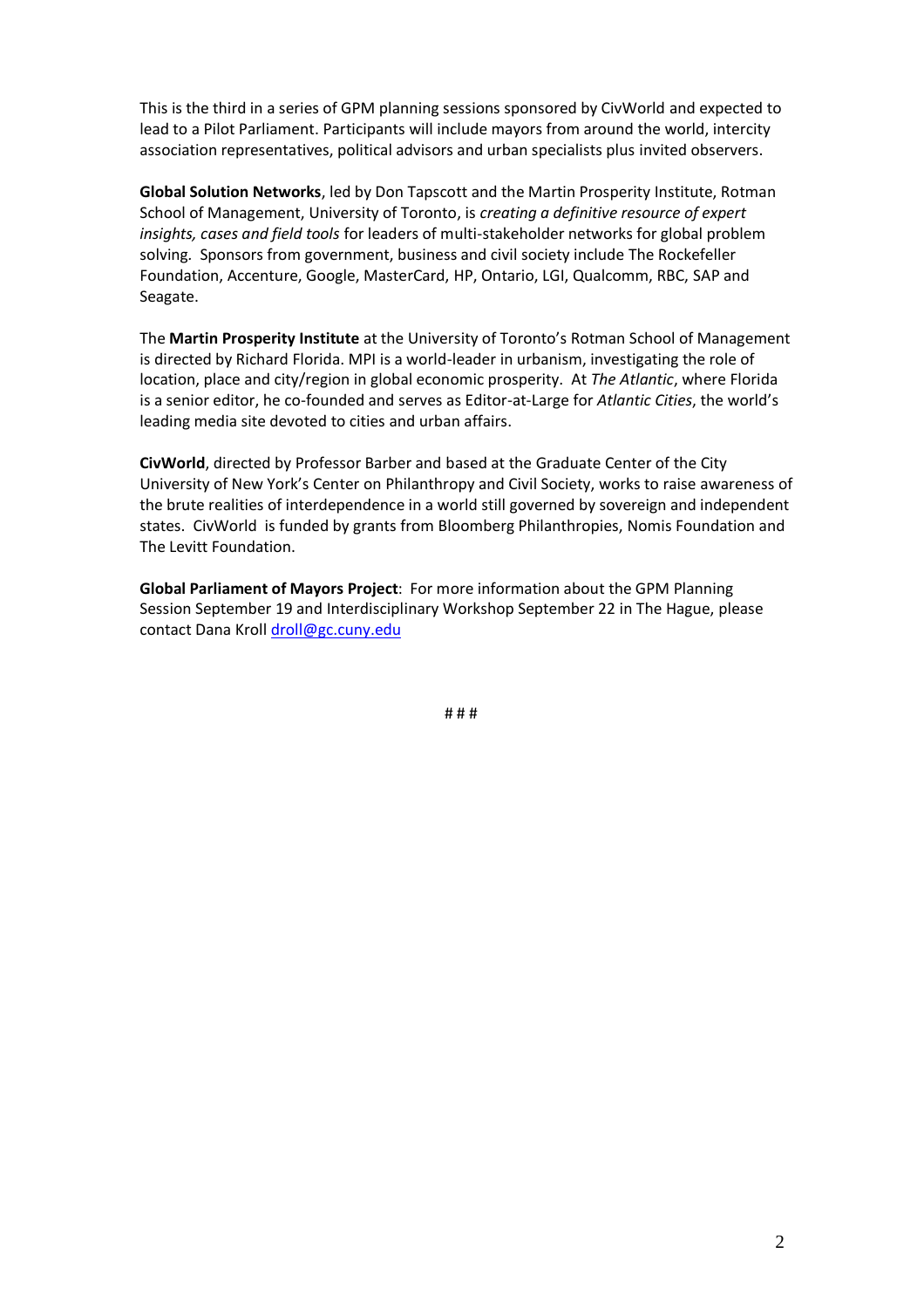This is the third in a series of GPM planning sessions sponsored by CivWorld and expected to lead to a Pilot Parliament. Participants will include mayors from around the world, intercity association representatives, political advisors and urban specialists plus invited observers.

**Global Solution Networks**, led by Don Tapscott and the Martin Prosperity Institute, Rotman School of Management, University of Toronto, is *creating a definitive resource of expert insights, cases and field tools* for leaders of multi-stakeholder networks for global problem solving. Sponsors from government, business and civil society include The Rockefeller Foundation, Accenture, Google, MasterCard, HP, Ontario, LGI, Qualcomm, RBC, SAP and Seagate.

The **Martin Prosperity Institute** at the University of Toronto's Rotman School of Management is directed by Richard Florida. MPI is a world-leader in urbanism, investigating the role of location, place and city/region in global economic prosperity. At *The Atlantic*, where Florida is a senior editor, he co-founded and serves as Editor-at-Large for *Atlantic Cities*, the world's leading media site devoted to cities and urban affairs.

**CivWorld**, directed by Professor Barber and based at the Graduate Center of the City University of New York's Center on Philanthropy and Civil Society, works to raise awareness of the brute realities of interdependence in a world still governed by sovereign and independent states. CivWorld is funded by grants from Bloomberg Philanthropies, Nomis Foundation and The Levitt Foundation.

**Global Parliament of Mayors Project**: For more information about the GPM Planning Session September 19 and Interdisciplinary Workshop September 22 in The Hague, please contact Dana Kroll [droll@gc.cuny.edu](mailto:droll@gc.cuny.edu)

# # #